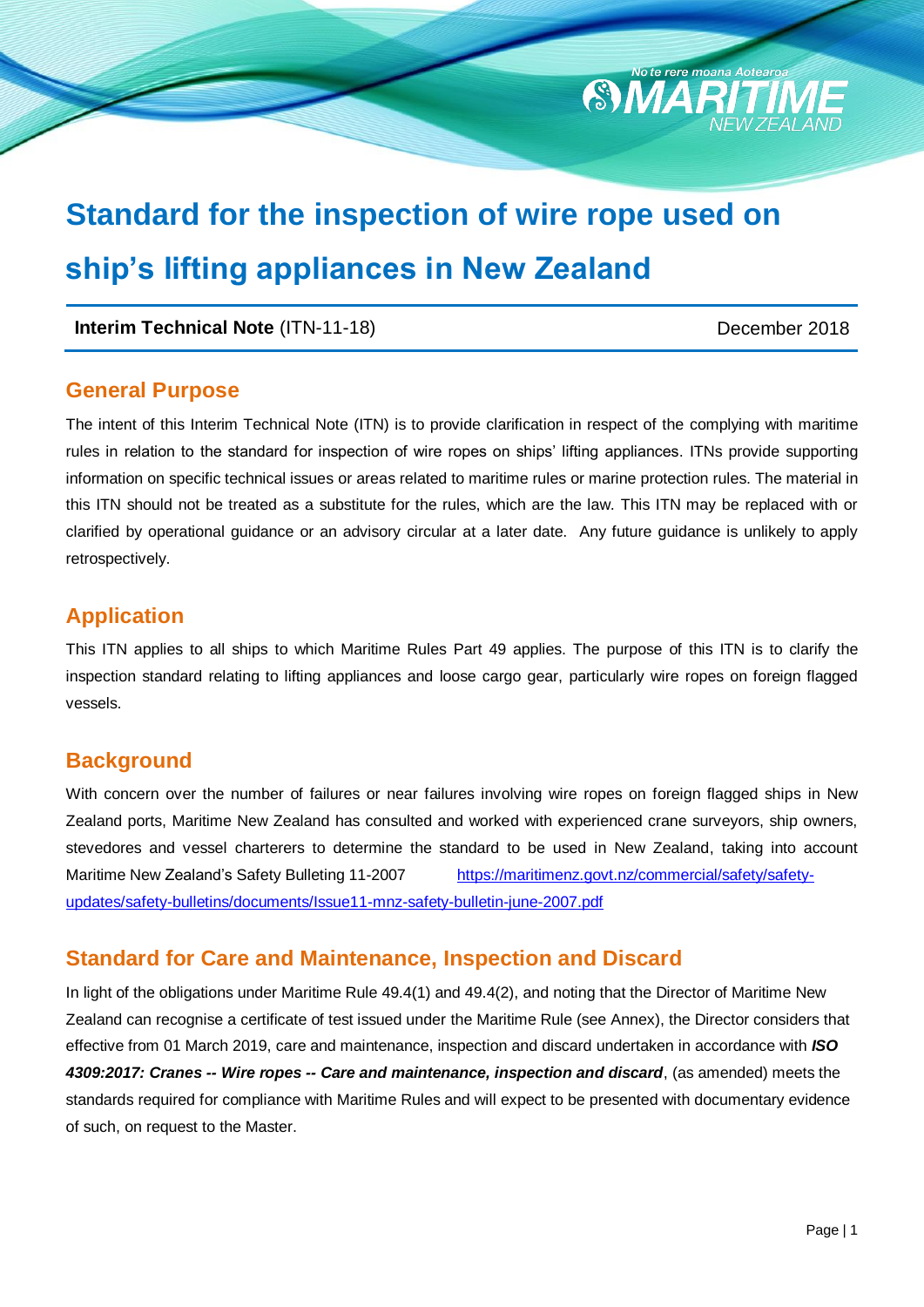# Standard for the inspection of wire rope used on ship's lifting appliances in New Zealand

**Interim Technical Note** (ITN-11-18) December 2018

## General Purpose

The intent of this Interim Technical Note (ITN) is to provide clarification in respect of the complying with maritime rules in relation to the standard for inspection of wire ropes on ships' lifting appliances. ITNs provide supporting information on specific technical issues or areas related to maritime rules or marine protection rules. The material in this ITN should not be treated as a substitute for the rules, which are the law. This ITN may be replaced with or clarified by operational guidance or an advisory circular at a later date. Any future guidance is unlikely to apply retrospectively.

## Application

This ITN applies to all ships to which Maritime Rules Part 49 applies. The purpose of this ITN is to clarify the inspection standard relating to lifting appliances and loose cargo gear, particularly wire ropes on foreign flagged vessels.

## Background

With concern over the number of failures or near failures involving wire ropes on foreign flagged ships in New Zealand ports, Maritime New Zealand has consulted and worked with experienced crane surveyors, ship owners, stevedores and vessel charterers to determine the standard to be used in New Zealand, taking into account Maritime New Zealand's Safety Bulleting 11-2007 [https://maritimenz.govt.nz/commercial/safety/safety-updates/safety-bulletins/documents/Issue11-mnz-safety-bulletin-june-2007.pdf](https://maritimenz.govt.nz/commercial/safety/safety-updates/safety-bulletins/documents/Issue11-mnz-safety-bulletin-june-2007.pdf)

## Standard for Care and Maintenance, Inspection and Discard

In light of the obligations under Maritime Rule 49.4(1) and 49.4(2), and noting that the Director of Maritime New Zealand can recognise a certificate of test issued under the Maritime Rule (see Annex), the Director considers that effective from 01 March 2019, care and maintenance, inspection and discard undertaken in accordance with ***ISO 4309:2017: Cranes -- Wire ropes -- Care and maintenance, inspection and discard***, (as amended) meets the standards required for compliance with Maritime Rules and will expect to be presented with documentary evidence of such, on request to the Master.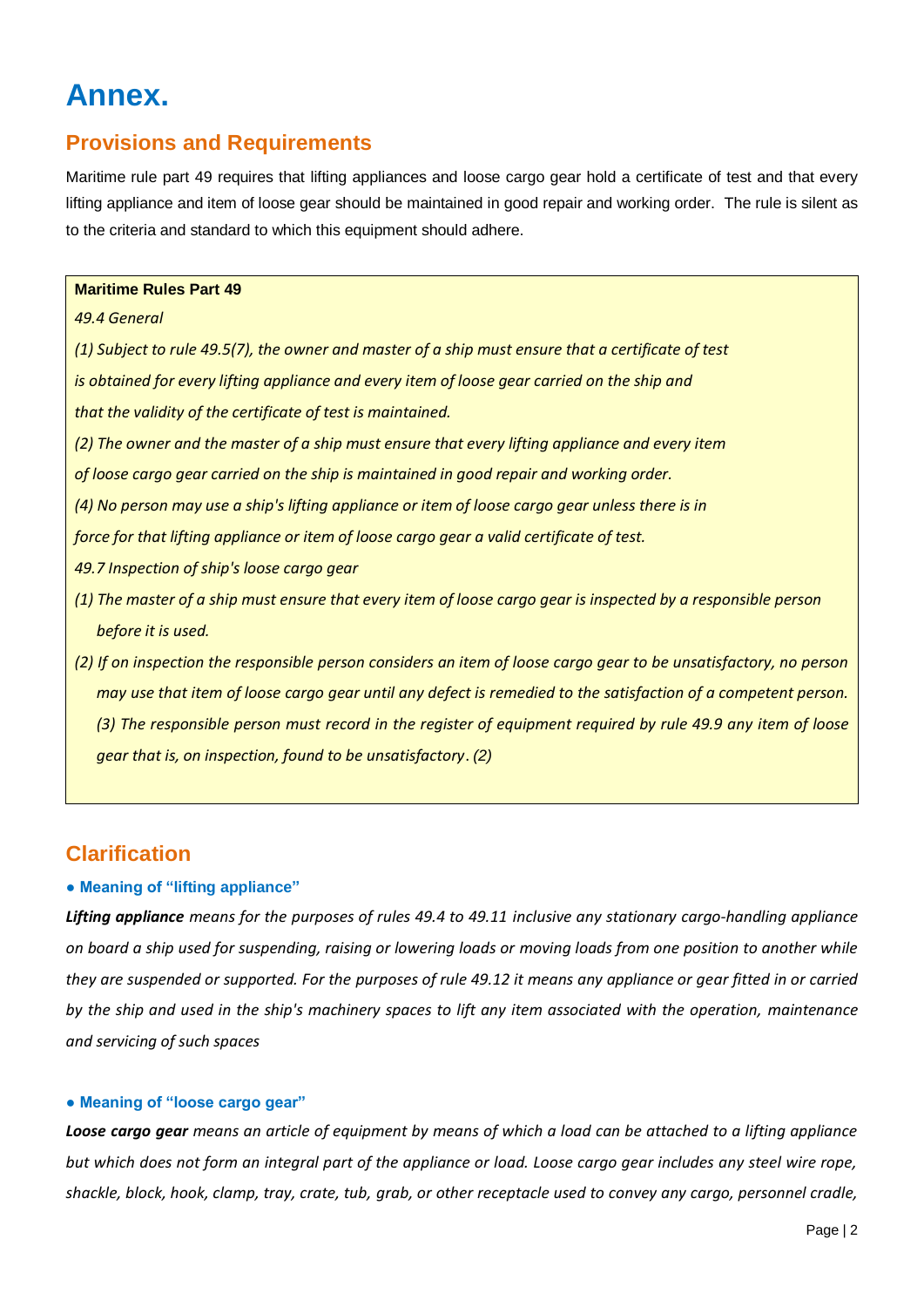# Annex.

## Provisions and Requirements

Maritime rule part 49 requires that lifting appliances and loose cargo gear hold a certificate of test and that every lifting appliance and item of loose gear should be maintained in good repair and working order. The rule is silent as to the criteria and standard to which this equipment should adhere.

> **Maritime Rules Part 49**
>
> *49.4 General*
>
> *(1) Subject to rule 49.5(7), the owner and master of a ship must ensure that a certificate of test is obtained for every lifting appliance and every item of loose gear carried on the ship and that the validity of the certificate of test is maintained.*
>
> *(2) The owner and the master of a ship must ensure that every lifting appliance and every item of loose cargo gear carried on the ship is maintained in good repair and working order.*
>
> *(4) No person may use a ship's lifting appliance or item of loose cargo gear unless there is in force for that lifting appliance or item of loose cargo gear a valid certificate of test.*
>
> *49.7 Inspection of ship's loose cargo gear*
>
> *(1) The master of a ship must ensure that every item of loose cargo gear is inspected by a responsible person before it is used.*
>
> *(2) If on inspection the responsible person considers an item of loose cargo gear to be unsatisfactory, no person may use that item of loose cargo gear until any defect is remedied to the satisfaction of a competent person. (3) The responsible person must record in the register of equipment required by rule 49.9 any item of loose gear that is, on inspection, found to be unsatisfactory. (2)*

## Clarification

#### ● Meaning of "lifting appliance"

***Lifting appliance*** *means for the purposes of rules 49.4 to 49.11 inclusive any stationary cargo-handling appliance on board a ship used for suspending, raising or lowering loads or moving loads from one position to another while they are suspended or supported. For the purposes of rule 49.12 it means any appliance or gear fitted in or carried by the ship and used in the ship's machinery spaces to lift any item associated with the operation, maintenance and servicing of such spaces*

#### ● Meaning of "loose cargo gear"

***Loose cargo gear*** *means an article of equipment by means of which a load can be attached to a lifting appliance but which does not form an integral part of the appliance or load. Loose cargo gear includes any steel wire rope, shackle, block, hook, clamp, tray, crate, tub, grab, or other receptacle used to convey any cargo, personnel cradle,*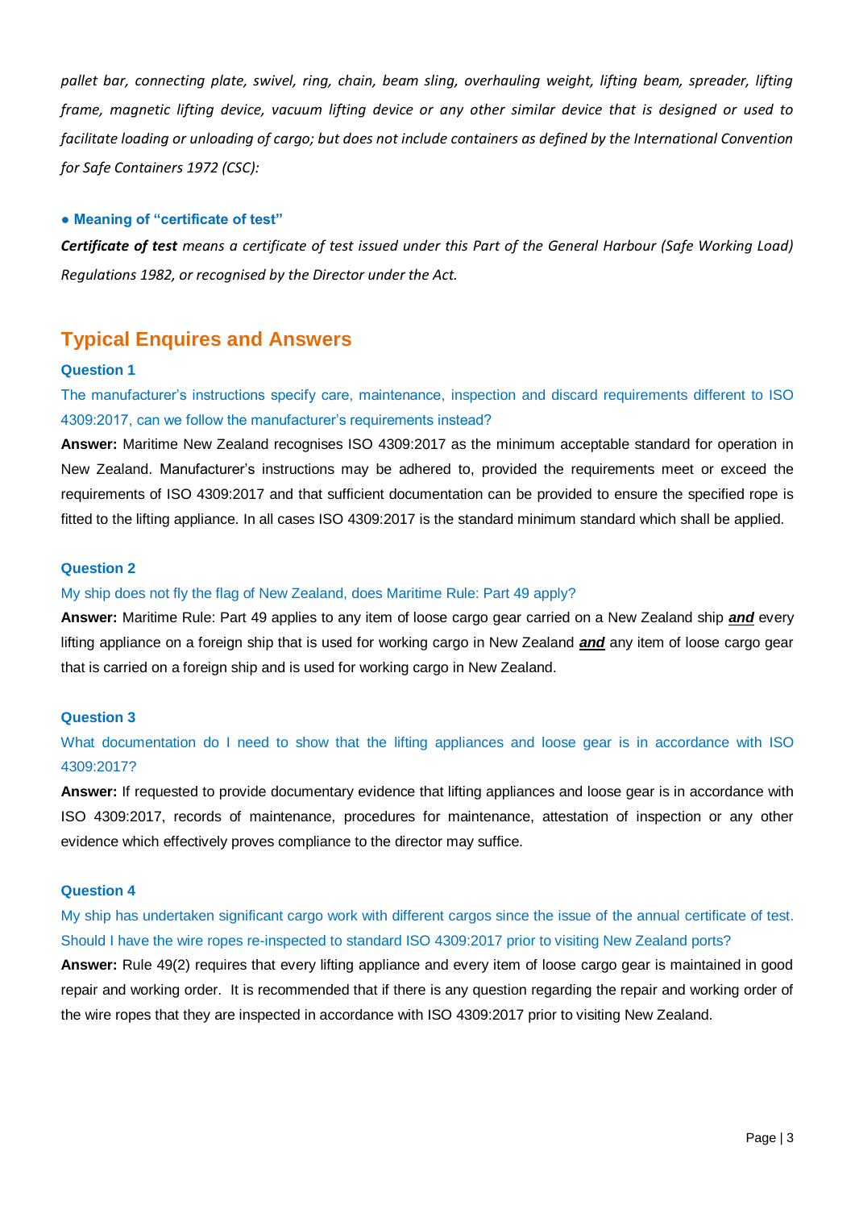*pallet bar, connecting plate, swivel, ring, chain, beam sling, overhauling weight, lifting beam, spreader, lifting frame, magnetic lifting device, vacuum lifting device or any other similar device that is designed or used to facilitate loading or unloading of cargo; but does not include containers as defined by the International Convention for Safe Containers 1972 (CSC):*

**● Meaning of “certificate of test”**

***Certificate of test*** *means a certificate of test issued under this Part of the General Harbour (Safe Working Load) Regulations 1982, or recognised by the Director under the Act.*

## Typical Enquires and Answers

### Question 1

The manufacturer’s instructions specify care, maintenance, inspection and discard requirements different to ISO 4309:2017, can we follow the manufacturer’s requirements instead?

**Answer:** Maritime New Zealand recognises ISO 4309:2017 as the minimum acceptable standard for operation in New Zealand. Manufacturer’s instructions may be adhered to, provided the requirements meet or exceed the requirements of ISO 4309:2017 and that sufficient documentation can be provided to ensure the specified rope is fitted to the lifting appliance. In all cases ISO 4309:2017 is the standard minimum standard which shall be applied.

### Question 2

My ship does not fly the flag of New Zealand, does Maritime Rule: Part 49 apply?

**Answer:** Maritime Rule: Part 49 applies to any item of loose cargo gear carried on a New Zealand ship ***and*** every lifting appliance on a foreign ship that is used for working cargo in New Zealand ***and*** any item of loose cargo gear that is carried on a foreign ship and is used for working cargo in New Zealand.

### Question 3

What documentation do I need to show that the lifting appliances and loose gear is in accordance with ISO 4309:2017?

**Answer:** If requested to provide documentary evidence that lifting appliances and loose gear is in accordance with ISO 4309:2017, records of maintenance, procedures for maintenance, attestation of inspection or any other evidence which effectively proves compliance to the director may suffice.

### Question 4

My ship has undertaken significant cargo work with different cargos since the issue of the annual certificate of test. Should I have the wire ropes re-inspected to standard ISO 4309:2017 prior to visiting New Zealand ports?

**Answer:** Rule 49(2) requires that every lifting appliance and every item of loose cargo gear is maintained in good repair and working order. It is recommended that if there is any question regarding the repair and working order of the wire ropes that they are inspected in accordance with ISO 4309:2017 prior to visiting New Zealand.